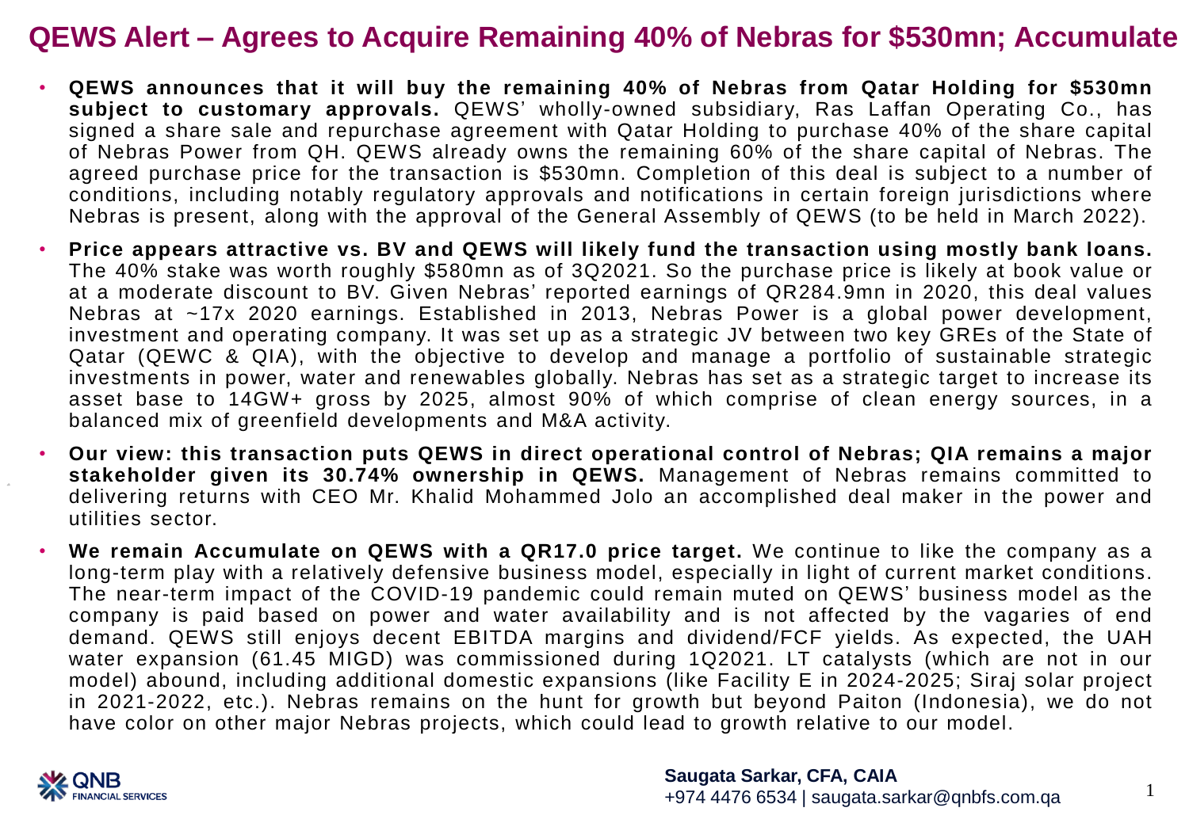# QEWS Alert – Agrees to Acquire Remaining 40% of Nebras for $530mn; Accumulate

- **QEWS announces that it will buy the remaining 40% of Nebras from Qatar Holding for $530mn subject to customary approvals.** QEWS' wholly-owned subsidiary, Ras Laffan Operating Co., has signed a share sale and repurchase agreement with Qatar Holding to purchase 40% of the share capital of Nebras Power from QH. QEWS already owns the remaining 60% of the share capital of Nebras. The agreed purchase price for the transaction is $530mn. Completion of this deal is subject to a number of conditions, including notably regulatory approvals and notifications in certain foreign jurisdictions where Nebras is present, along with the approval of the General Assembly of QEWS (to be held in March 2022).
- **Price appears attractive vs. BV and QEWS will likely fund the transaction using mostly bank loans.** The 40% stake was worth roughly $580mn as of 3Q2021. So the purchase price is likely at book value or at a moderate discount to BV. Given Nebras' reported earnings of QR284.9mn in 2020, this deal values Nebras at ~17x 2020 earnings. Established in 2013, Nebras Power is a global power development, investment and operating company. It was set up as a strategic JV between two key GREs of the State of Qatar (QEWC & QIA), with the objective to develop and manage a portfolio of sustainable strategic investments in power, water and renewables globally. Nebras has set as a strategic target to increase its asset base to 14GW+ gross by 2025, almost 90% of which comprise of clean energy sources, in a balanced mix of greenfield developments and M&A activity.
- **Our view: this transaction puts QEWS in direct operational control of Nebras; QIA remains a major stakeholder given its 30.74% ownership in QEWS.** Management of Nebras remains committed to delivering returns with CEO Mr. Khalid Mohammed Jolo an accomplished deal maker in the power and utilities sector.
- **We remain Accumulate on QEWS with a QR17.0 price target.** We continue to like the company as a long-term play with a relatively defensive business model, especially in light of current market conditions. The near-term impact of the COVID-19 pandemic could remain muted on QEWS' business model as the company is paid based on power and water availability and is not affected by the vagaries of end demand. QEWS still enjoys decent EBITDA margins and dividend/FCF yields. As expected, the UAH water expansion (61.45 MIGD) was commissioned during 1Q2021. LT catalysts (which are not in our model) abound, including additional domestic expansions (like Facility E in 2024-2025; Siraj solar project in 2021-2022, etc.). Nebras remains on the hunt for growth but beyond Paiton (Indonesia), we do not have color on other major Nebras projects, which could lead to growth relative to our model.

**Saugata Sarkar, CFA, CAIA**
+974 4476 6534 | saugata.sarkar@qnbfs.com.qa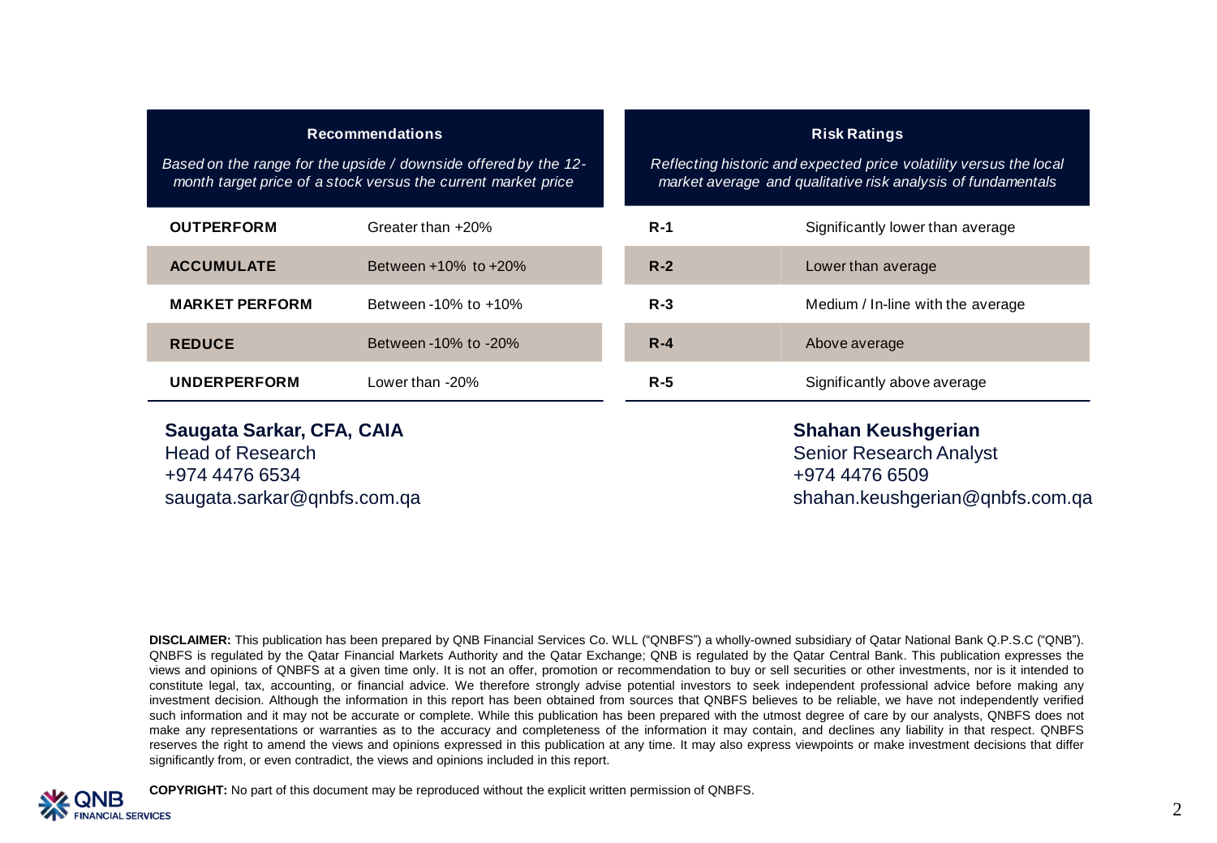| Recommendations | |
|---|---|
| *Based on the range for the upside / downside offered by the 12-month target price of a stock versus the current market price* | |
| **OUTPERFORM** | Greater than +20% |
| **ACCUMULATE** | Between +10% to +20% |
| **MARKET PERFORM** | Between -10% to +10% |
| **REDUCE** | Between -10% to -20% |
| **UNDERPERFORM** | Lower than -20% |

| Risk Ratings | |
|---|---|
| *Reflecting historic and expected price volatility versus the local market average and qualitative risk analysis of fundamentals* | |
| **R-1** | Significantly lower than average |
| **R-2** | Lower than average |
| **R-3** | Medium / In-line with the average |
| **R-4** | Above average |
| **R-5** | Significantly above average |

**Saugata Sarkar, CFA, CAIA**
Head of Research
+974 4476 6534
saugata.sarkar@qnbfs.com.qa

**Shahan Keushgerian**
Senior Research Analyst
+974 4476 6509
shahan.keushgerian@qnbfs.com.qa

**DISCLAIMER:** This publication has been prepared by QNB Financial Services Co. WLL ("QNBFS") a wholly-owned subsidiary of Qatar National Bank Q.P.S.C ("QNB"). QNBFS is regulated by the Qatar Financial Markets Authority and the Qatar Exchange; QNB is regulated by the Qatar Central Bank. This publication expresses the views and opinions of QNBFS at a given time only. It is not an offer, promotion or recommendation to buy or sell securities or other investments, nor is it intended to constitute legal, tax, accounting, or financial advice. We therefore strongly advise potential investors to seek independent professional advice before making any investment decision. Although the information in this report has been obtained from sources that QNBFS believes to be reliable, we have not independently verified such information and it may not be accurate or complete. While this publication has been prepared with the utmost degree of care by our analysts, QNBFS does not make any representations or warranties as to the accuracy and completeness of the information it may contain, and declines any liability in that respect. QNBFS reserves the right to amend the views and opinions expressed in this publication at any time. It may also express viewpoints or make investment decisions that differ significantly from, or even contradict, the views and opinions included in this report.

**COPYRIGHT:** No part of this document may be reproduced without the explicit written permission of QNBFS.

QNB FINANCIAL SERVICES